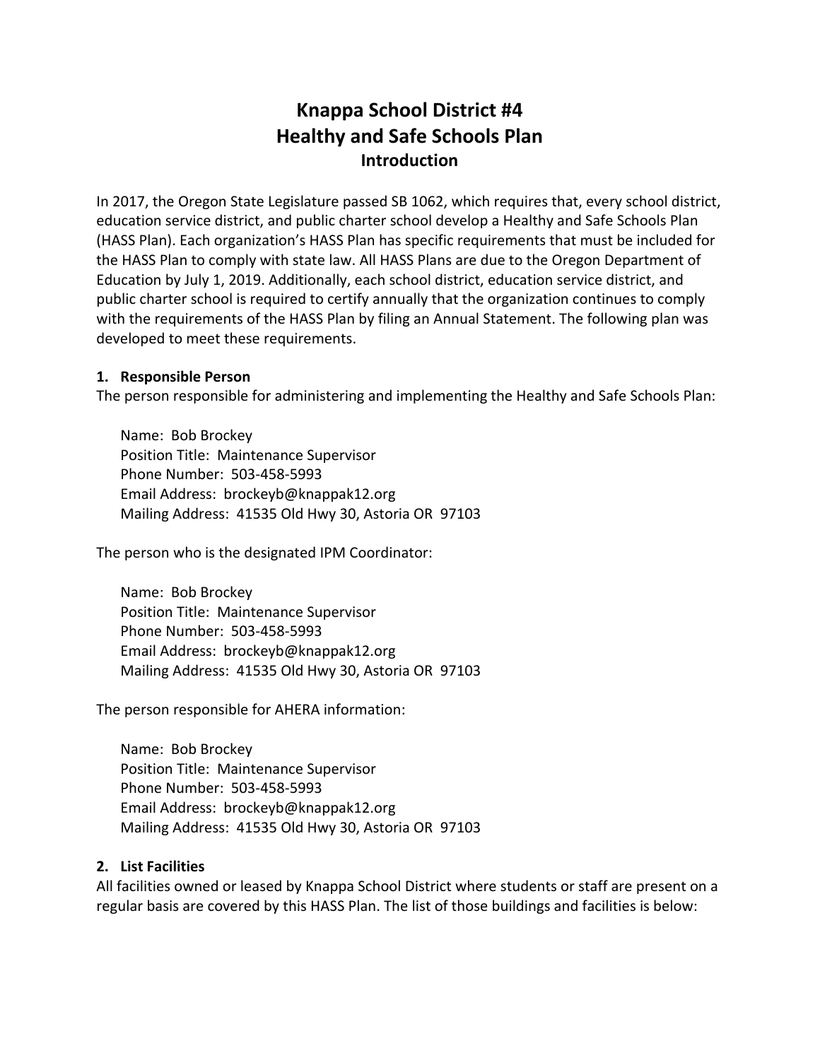# Knappa School District #4
# Healthy and Safe Schools Plan
## Introduction

In 2017, the Oregon State Legislature passed SB 1062, which requires that, every school district, education service district, and public charter school develop a Healthy and Safe Schools Plan (HASS Plan). Each organization's HASS Plan has specific requirements that must be included for the HASS Plan to comply with state law. All HASS Plans are due to the Oregon Department of Education by July 1, 2019. Additionally, each school district, education service district, and public charter school is required to certify annually that the organization continues to comply with the requirements of the HASS Plan by filing an Annual Statement. The following plan was developed to meet these requirements.

**1. Responsible Person**

The person responsible for administering and implementing the Healthy and Safe Schools Plan:

Name: Bob Brockey
Position Title: Maintenance Supervisor
Phone Number: 503-458-5993
Email Address: brockeyb@knappak12.org
Mailing Address: 41535 Old Hwy 30, Astoria OR 97103

The person who is the designated IPM Coordinator:

Name: Bob Brockey
Position Title: Maintenance Supervisor
Phone Number: 503-458-5993
Email Address: brockeyb@knappak12.org
Mailing Address: 41535 Old Hwy 30, Astoria OR 97103

The person responsible for AHERA information:

Name: Bob Brockey
Position Title: Maintenance Supervisor
Phone Number: 503-458-5993
Email Address: brockeyb@knappak12.org
Mailing Address: 41535 Old Hwy 30, Astoria OR 97103

**2. List Facilities**

All facilities owned or leased by Knappa School District where students or staff are present on a regular basis are covered by this HASS Plan. The list of those buildings and facilities is below: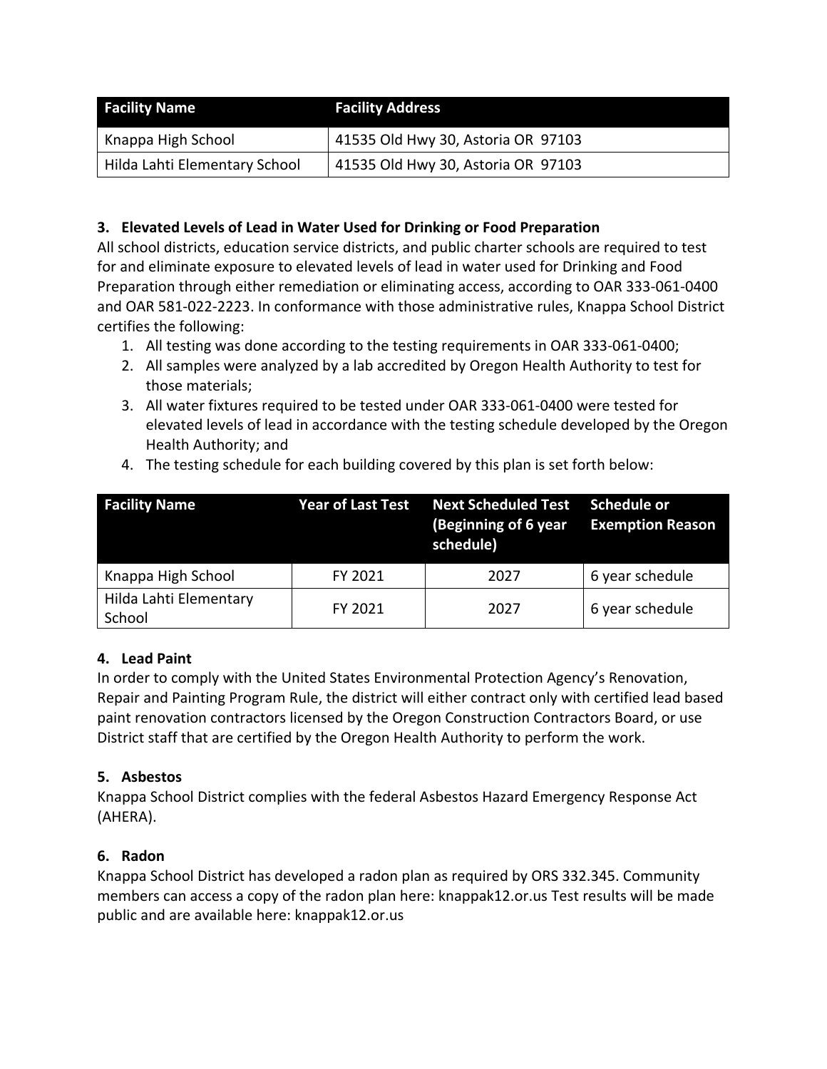| Facility Name | Facility Address |
|---|---|
| Knappa High School | 41535 Old Hwy 30, Astoria OR 97103 |
| Hilda Lahti Elementary School | 41535 Old Hwy 30, Astoria OR 97103 |

### 3. Elevated Levels of Lead in Water Used for Drinking or Food Preparation

All school districts, education service districts, and public charter schools are required to test for and eliminate exposure to elevated levels of lead in water used for Drinking and Food Preparation through either remediation or eliminating access, according to OAR 333-061-0400 and OAR 581-022-2223. In conformance with those administrative rules, Knappa School District certifies the following:

1. All testing was done according to the testing requirements in OAR 333-061-0400;
2. All samples were analyzed by a lab accredited by Oregon Health Authority to test for those materials;
3. All water fixtures required to be tested under OAR 333-061-0400 were tested for elevated levels of lead in accordance with the testing schedule developed by the Oregon Health Authority; and
4. The testing schedule for each building covered by this plan is set forth below:

| Facility Name | Year of Last Test | Next Scheduled Test (Beginning of 6 year schedule) | Schedule or Exemption Reason |
|---|---|---|---|
| Knappa High School | FY 2021 | 2027 | 6 year schedule |
| Hilda Lahti Elementary School | FY 2021 | 2027 | 6 year schedule |

### 4. Lead Paint

In order to comply with the United States Environmental Protection Agency's Renovation, Repair and Painting Program Rule, the district will either contract only with certified lead based paint renovation contractors licensed by the Oregon Construction Contractors Board, or use District staff that are certified by the Oregon Health Authority to perform the work.

### 5. Asbestos

Knappa School District complies with the federal Asbestos Hazard Emergency Response Act (AHERA).

### 6. Radon

Knappa School District has developed a radon plan as required by ORS 332.345. Community members can access a copy of the radon plan here: knappak12.or.us Test results will be made public and are available here: knappak12.or.us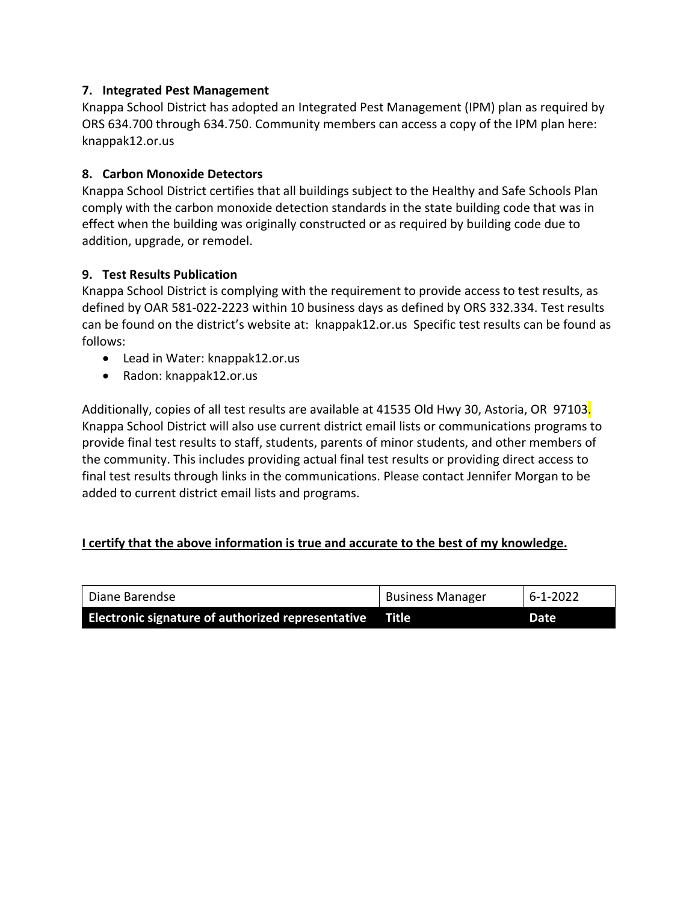### 7. Integrated Pest Management

Knappa School District has adopted an Integrated Pest Management (IPM) plan as required by ORS 634.700 through 634.750. Community members can access a copy of the IPM plan here: knappak12.or.us

### 8. Carbon Monoxide Detectors

Knappa School District certifies that all buildings subject to the Healthy and Safe Schools Plan comply with the carbon monoxide detection standards in the state building code that was in effect when the building was originally constructed or as required by building code due to addition, upgrade, or remodel.

### 9. Test Results Publication

Knappa School District is complying with the requirement to provide access to test results, as defined by OAR 581-022-2223 within 10 business days as defined by ORS 332.334. Test results can be found on the district's website at: knappak12.or.us Specific test results can be found as follows:

- Lead in Water: knappak12.or.us
- Radon: knappak12.or.us

Additionally, copies of all test results are available at 41535 Old Hwy 30, Astoria, OR 97103. Knappa School District will also use current district email lists or communications programs to provide final test results to staff, students, parents of minor students, and other members of the community. This includes providing actual final test results or providing direct access to final test results through links in the communications. Please contact Jennifer Morgan to be added to current district email lists and programs.

**I certify that the above information is true and accurate to the best of my knowledge.**

| | | |
|---|---|---|
| Diane Barendse | Business Manager | 6-1-2022 |
| **Electronic signature of authorized representative** | **Title** | **Date** |